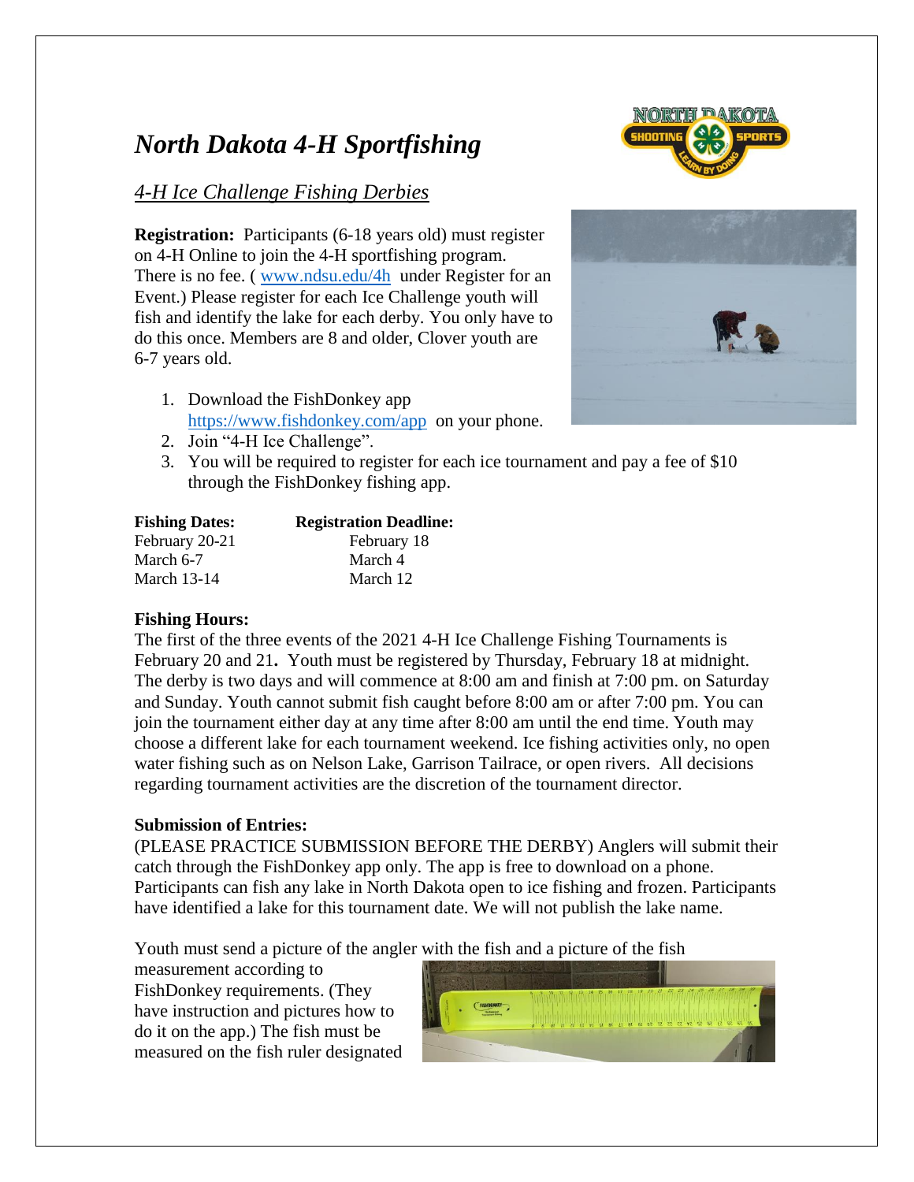# *North Dakota 4-H Sportfishing*

## *4-H Ice Challenge Fishing Derbies*

**Registration:** Participants (6-18 years old) must register on 4-H Online to join the 4-H sportfishing program. There is no fee. ( www.ndsu.edu/4h under Register for an Event.) Please register for each Ice Challenge youth will fish and identify the lake for each derby. You only have to do this once. Members are 8 and older, Clover youth are 6-7 years old.

1. Download the FishDonkey app https://www.fishdonkey.com/app on your phone.
2. Join "4-H Ice Challenge".
3. You will be required to register for each ice tournament and pay a fee of $10 through the FishDonkey fishing app.

| **Fishing Dates:** | **Registration Deadline:** |
|---|---|
| February 20-21 | February 18 |
| March 6-7 | March 4 |
| March 13-14 | March 12 |

**Fishing Hours:**

The first of the three events of the 2021 4-H Ice Challenge Fishing Tournaments is February 20 and 21**.** Youth must be registered by Thursday, February 18 at midnight. The derby is two days and will commence at 8:00 am and finish at 7:00 pm. on Saturday and Sunday. Youth cannot submit fish caught before 8:00 am or after 7:00 pm. You can join the tournament either day at any time after 8:00 am until the end time. Youth may choose a different lake for each tournament weekend. Ice fishing activities only, no open water fishing such as on Nelson Lake, Garrison Tailrace, or open rivers. All decisions regarding tournament activities are the discretion of the tournament director.

**Submission of Entries:**

(PLEASE PRACTICE SUBMISSION BEFORE THE DERBY) Anglers will submit their catch through the FishDonkey app only. The app is free to download on a phone. Participants can fish any lake in North Dakota open to ice fishing and frozen. Participants have identified a lake for this tournament date. We will not publish the lake name.

Youth must send a picture of the angler with the fish and a picture of the fish measurement according to FishDonkey requirements. (They have instruction and pictures how to do it on the app.) The fish must be measured on the fish ruler designated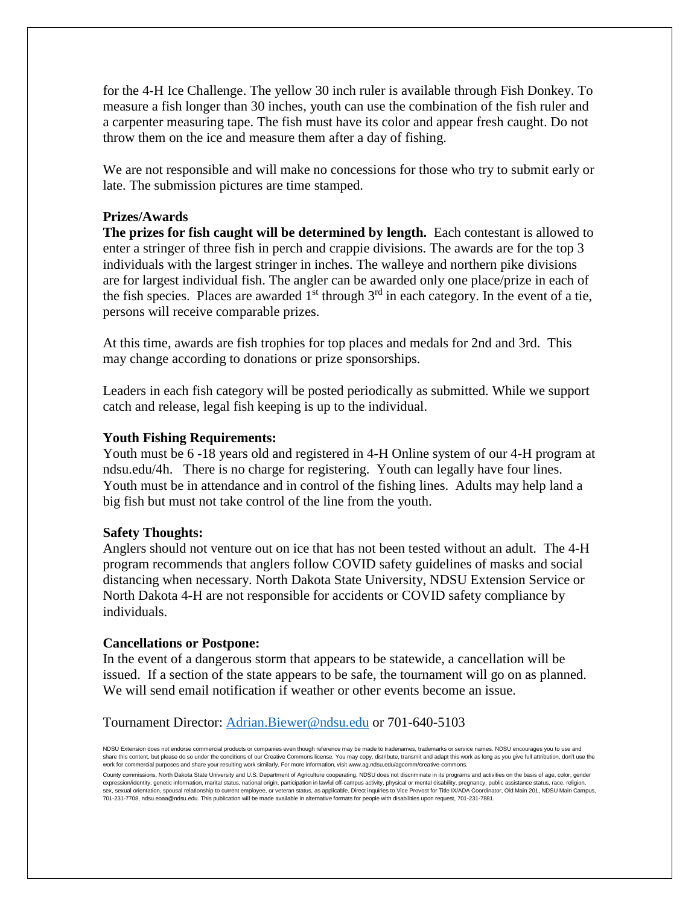for the 4-H Ice Challenge. The yellow 30 inch ruler is available through Fish Donkey. To measure a fish longer than 30 inches, youth can use the combination of the fish ruler and a carpenter measuring tape. The fish must have its color and appear fresh caught. Do not throw them on the ice and measure them after a day of fishing.

We are not responsible and will make no concessions for those who try to submit early or late. The submission pictures are time stamped.

**Prizes/Awards**

**The prizes for fish caught will be determined by length.** Each contestant is allowed to enter a stringer of three fish in perch and crappie divisions. The awards are for the top 3 individuals with the largest stringer in inches. The walleye and northern pike divisions are for largest individual fish. The angler can be awarded only one place/prize in each of the fish species. Places are awarded 1st through 3rd in each category. In the event of a tie, persons will receive comparable prizes.

At this time, awards are fish trophies for top places and medals for 2nd and 3rd. This may change according to donations or prize sponsorships.

Leaders in each fish category will be posted periodically as submitted. While we support catch and release, legal fish keeping is up to the individual.

**Youth Fishing Requirements:**

Youth must be 6 -18 years old and registered in 4-H Online system of our 4-H program at ndsu.edu/4h. There is no charge for registering. Youth can legally have four lines. Youth must be in attendance and in control of the fishing lines. Adults may help land a big fish but must not take control of the line from the youth.

**Safety Thoughts:**

Anglers should not venture out on ice that has not been tested without an adult. The 4-H program recommends that anglers follow COVID safety guidelines of masks and social distancing when necessary. North Dakota State University, NDSU Extension Service or North Dakota 4-H are not responsible for accidents or COVID safety compliance by individuals.

**Cancellations or Postpone:**

In the event of a dangerous storm that appears to be statewide, a cancellation will be issued. If a section of the state appears to be safe, the tournament will go on as planned. We will send email notification if weather or other events become an issue.

Tournament Director: Adrian.Biewer@ndsu.edu or 701-640-5103

NDSU Extension does not endorse commercial products or companies even though reference may be made to tradenames, trademarks or service names. NDSU encourages you to use and share this content, but please do so under the conditions of our Creative Commons license. You may copy, distribute, transmit and adapt this work as long as you give full attribution, don't use the work for commercial purposes and share your resulting work similarly. For more information, visit www.ag.ndsu.edu/agcomm/creative-commons.

County commissions, North Dakota State University and U.S. Department of Agriculture cooperating. NDSU does not discriminate in its programs and activities on the basis of age, color, gender expression/identity, genetic information, marital status, national origin, participation in lawful off-campus activity, physical or mental disability, pregnancy, public assistance status, race, religion, sex, sexual orientation, spousal relationship to current employee, or veteran status, as applicable. Direct inquiries to Vice Provost for Title IX/ADA Coordinator, Old Main 201, NDSU Main Campus, 701-231-7708, ndsu.eoaa@ndsu.edu. This publication will be made available in alternative formats for people with disabilities upon request, 701-231-7881.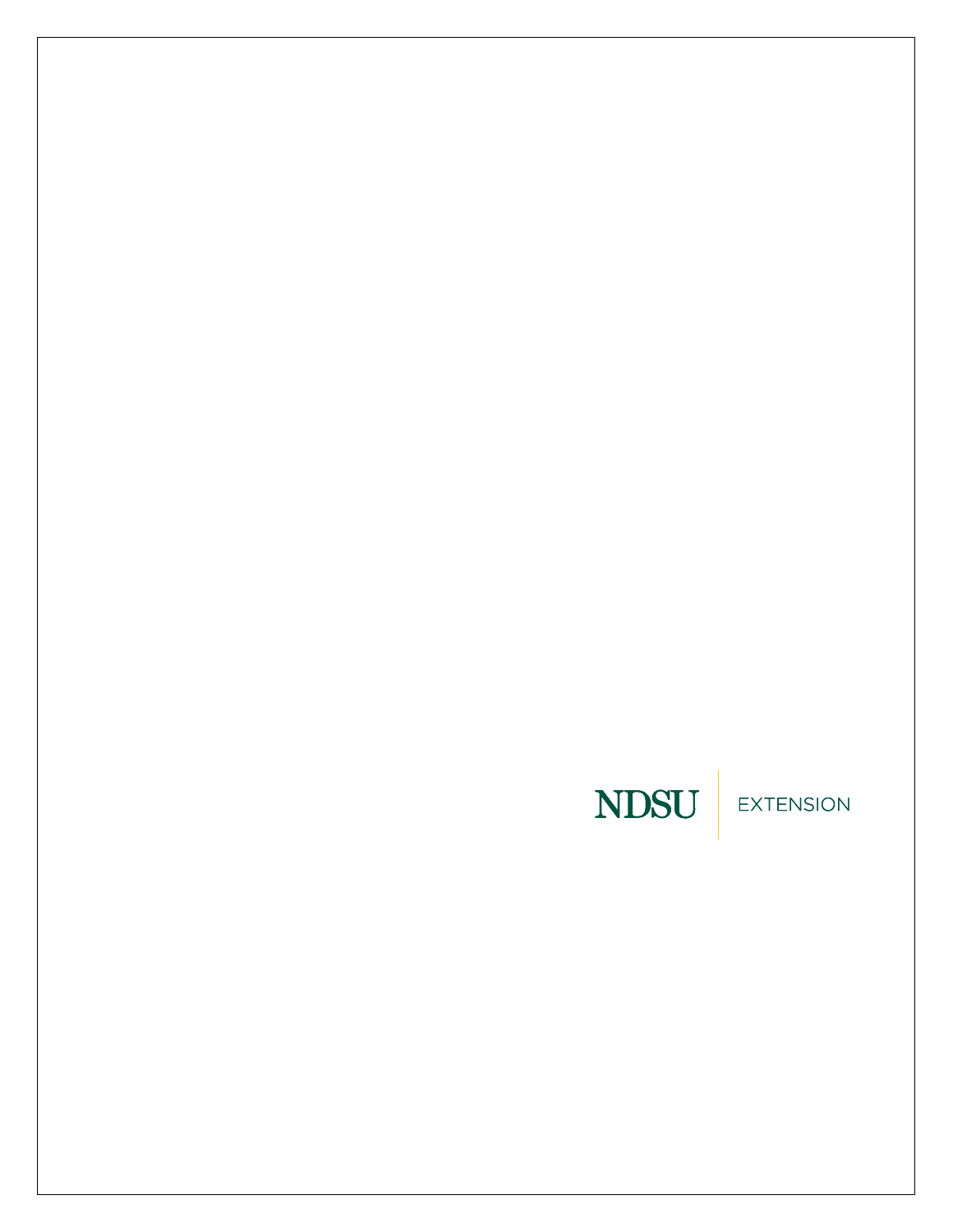NDSU | EXTENSION